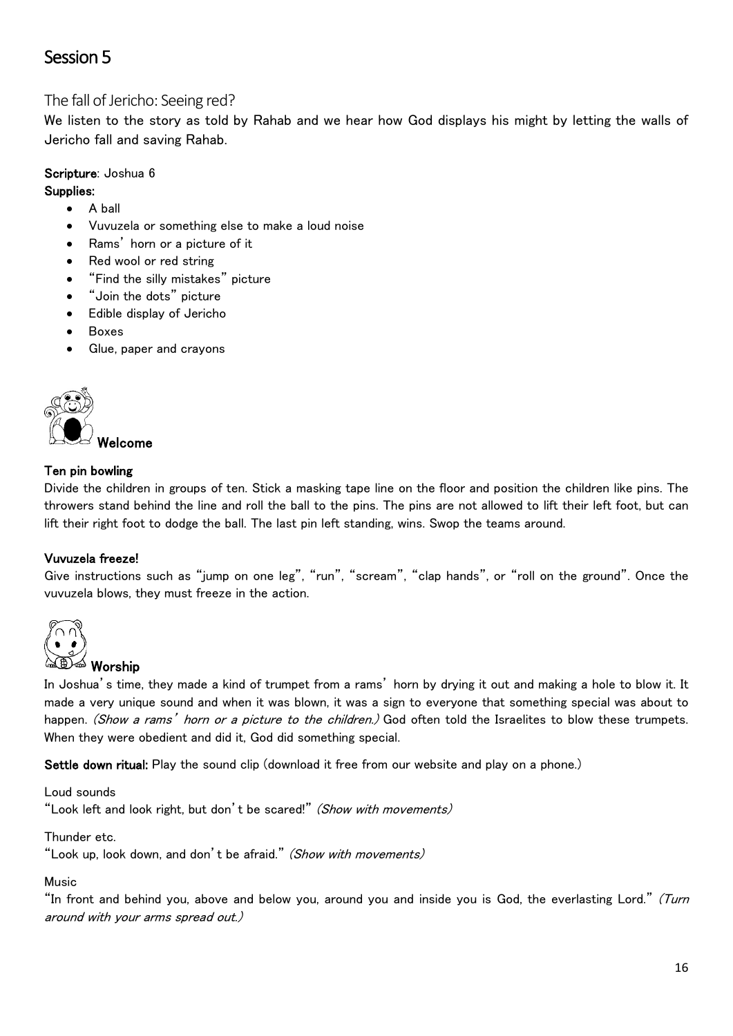# Session 5

## The fall of Jericho: Seeing red?

We listen to the story as told by Rahab and we hear how God displays his might by letting the walls of Jericho fall and saving Rahab.

**Scripture**: Joshua 6

**Supplies:**

- A ball
- Vuvuzela or something else to make a loud noise
- Rams' horn or a picture of it
- Red wool or red string
- "Find the silly mistakes" picture
- "Join the dots" picture
- Edible display of Jericho
- Boxes
- Glue, paper and crayons

### Welcome

**Ten pin bowling**

Divide the children in groups of ten. Stick a masking tape line on the floor and position the children like pins. The throwers stand behind the line and roll the ball to the pins. The pins are not allowed to lift their left foot, but can lift their right foot to dodge the ball. The last pin left standing, wins. Swop the teams around.

**Vuvuzela freeze!**

Give instructions such as "jump on one leg", "run", "scream", "clap hands", or "roll on the ground". Once the vuvuzela blows, they must freeze in the action.

### Worship

In Joshua's time, they made a kind of trumpet from a rams' horn by drying it out and making a hole to blow it. It made a very unique sound and when it was blown, it was a sign to everyone that something special was about to happen. *(Show a rams' horn or a picture to the children.)* God often told the Israelites to blow these trumpets. When they were obedient and did it, God did something special.

**Settle down ritual:** Play the sound clip (download it free from our website and play on a phone.)

Loud sounds
"Look left and look right, but don't be scared!" *(Show with movements)*

Thunder etc.
"Look up, look down, and don't be afraid." *(Show with movements)*

Music
"In front and behind you, above and below you, around you and inside you is God, the everlasting Lord." *(Turn around with your arms spread out.)*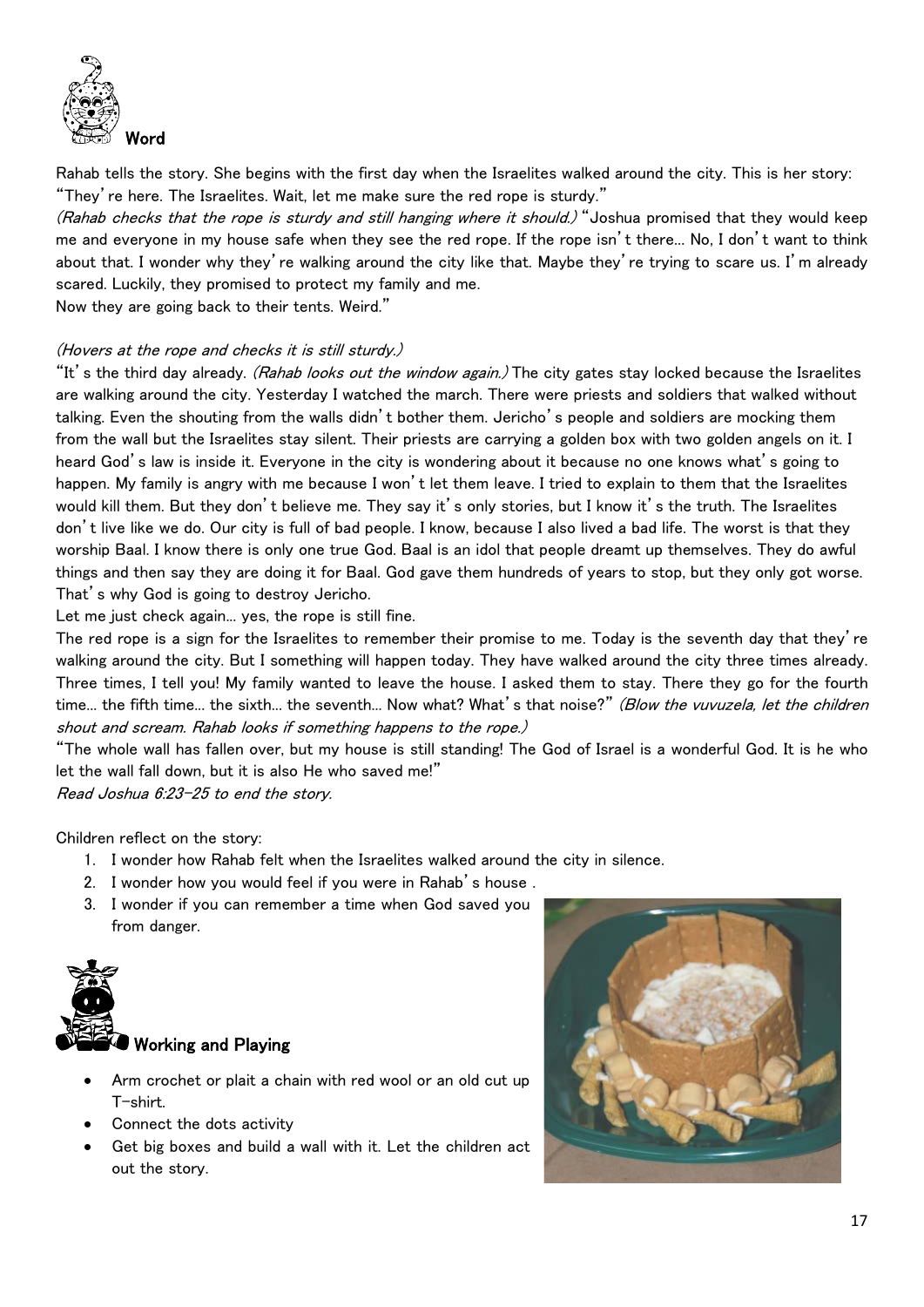## Word

Rahab tells the story. She begins with the first day when the Israelites walked around the city. This is her story:

"They're here. The Israelites. Wait, let me make sure the red rope is sturdy."

*(Rahab checks that the rope is sturdy and still hanging where it should.)* "Joshua promised that they would keep me and everyone in my house safe when they see the red rope. If the rope isn't there... No, I don't want to think about that. I wonder why they're walking around the city like that. Maybe they're trying to scare us. I'm already scared. Luckily, they promised to protect my family and me.

Now they are going back to their tents. Weird."

*(Hovers at the rope and checks it is still sturdy.)*

"It's the third day already. *(Rahab looks out the window again.)* The city gates stay locked because the Israelites are walking around the city. Yesterday I watched the march. There were priests and soldiers that walked without talking. Even the shouting from the walls didn't bother them. Jericho's people and soldiers are mocking them from the wall but the Israelites stay silent. Their priests are carrying a golden box with two golden angels on it. I heard God's law is inside it. Everyone in the city is wondering about it because no one knows what's going to happen. My family is angry with me because I won't let them leave. I tried to explain to them that the Israelites would kill them. But they don't believe me. They say it's only stories, but I know it's the truth. The Israelites don't live like we do. Our city is full of bad people. I know, because I also lived a bad life. The worst is that they worship Baal. I know there is only one true God. Baal is an idol that people dreamt up themselves. They do awful things and then say they are doing it for Baal. God gave them hundreds of years to stop, but they only got worse. That's why God is going to destroy Jericho.

Let me just check again... yes, the rope is still fine.

The red rope is a sign for the Israelites to remember their promise to me. Today is the seventh day that they're walking around the city. But I something will happen today. They have walked around the city three times already. Three times, I tell you! My family wanted to leave the house. I asked them to stay. There they go for the fourth time... the fifth time... the sixth... the seventh... Now what? What's that noise?" *(Blow the vuvuzela, let the children shout and scream. Rahab looks if something happens to the rope.)*

"The whole wall has fallen over, but my house is still standing! The God of Israel is a wonderful God. It is he who let the wall fall down, but it is also He who saved me!"

*Read Joshua 6:23-25 to end the story.*

Children reflect on the story:

1. I wonder how Rahab felt when the Israelites walked around the city in silence.
2. I wonder how you would feel if you were in Rahab's house .
3. I wonder if you can remember a time when God saved you from danger.

## Working and Playing

- Arm crochet or plait a chain with red wool or an old cut up T-shirt.
- Connect the dots activity
- Get big boxes and build a wall with it. Let the children act out the story.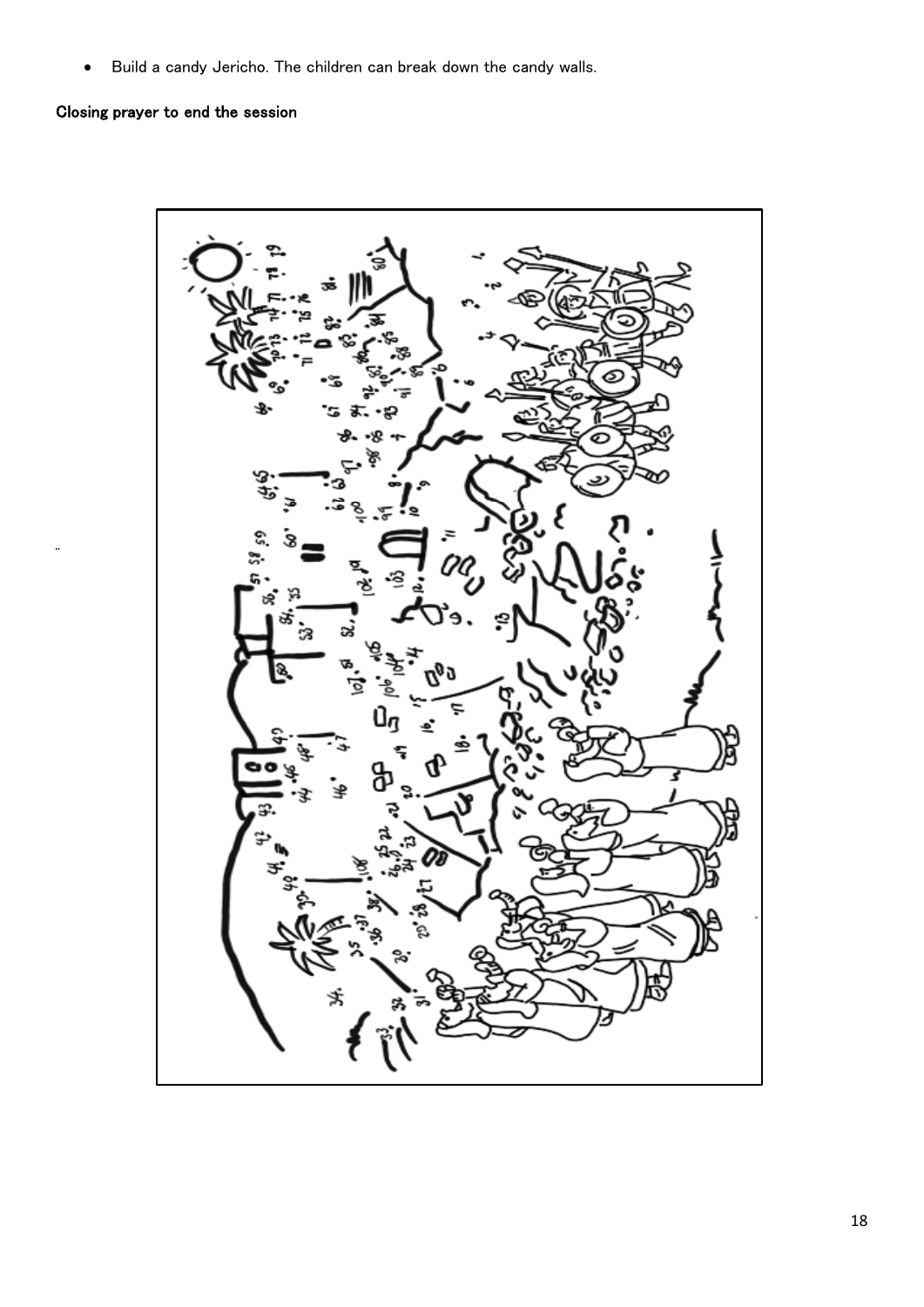- Build a candy Jericho. The children can break down the candy walls.

**Closing prayer to end the session**